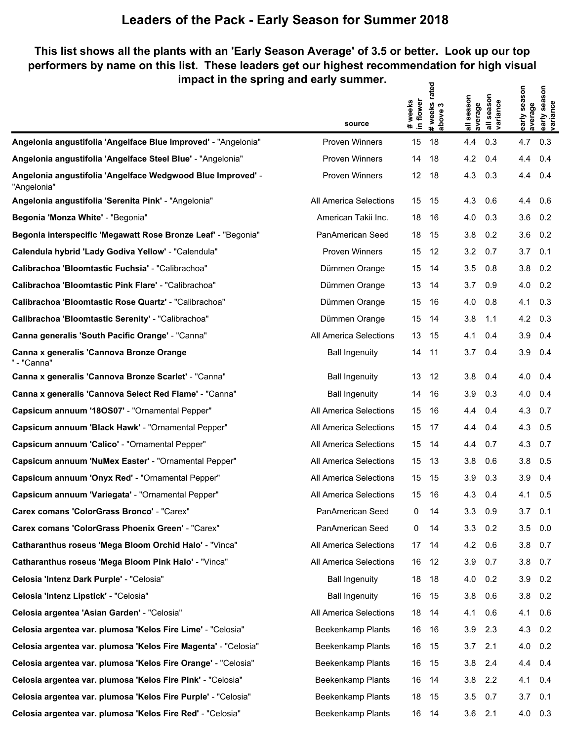# Leaders of the Pack - Early Season for Summer 2018

**This list shows all the plants with an 'Early Season Average' of 3.5 or better. Look up our top performers by name on this list. These leaders get our highest recommendation for high visual impact in the spring and early summer.**

| | source | # weeks in flower | # weeks rated above 3 | all season average | all season variance | early season average | early season variance |
|---|---|---|---|---|---|---|---|
| **Angelonia angustifolia 'Angelface Blue Improved'** - "Angelonia" | Proven Winners | 15 | 18 | 4.4 | 0.3 | 4.7 | 0.3 |
| **Angelonia angustifolia 'Angelface Steel Blue'** - "Angelonia" | Proven Winners | 14 | 18 | 4.2 | 0.4 | 4.4 | 0.4 |
| **Angelonia angustifolia 'Angelface Wedgwood Blue Improved'** - "Angelonia" | Proven Winners | 12 | 18 | 4.3 | 0.3 | 4.4 | 0.4 |
| **Angelonia angustifolia 'Serenita Pink'** - "Angelonia" | All America Selections | 15 | 15 | 4.3 | 0.6 | 4.4 | 0.6 |
| **Begonia 'Monza White'** - "Begonia" | American Takii Inc. | 18 | 16 | 4.0 | 0.3 | 3.6 | 0.2 |
| **Begonia interspecific 'Megawatt Rose Bronze Leaf'** - "Begonia" | PanAmerican Seed | 18 | 15 | 3.8 | 0.2 | 3.6 | 0.2 |
| **Calendula hybrid 'Lady Godiva Yellow'** - "Calendula" | Proven Winners | 15 | 12 | 3.2 | 0.7 | 3.7 | 0.1 |
| **Calibrachoa 'Bloomtastic Fuchsia'** - "Calibrachoa" | Dümmen Orange | 15 | 14 | 3.5 | 0.8 | 3.8 | 0.2 |
| **Calibrachoa 'Bloomtastic Pink Flare'** - "Calibrachoa" | Dümmen Orange | 13 | 14 | 3.7 | 0.9 | 4.0 | 0.2 |
| **Calibrachoa 'Bloomtastic Rose Quartz'** - "Calibrachoa" | Dümmen Orange | 15 | 16 | 4.0 | 0.8 | 4.1 | 0.3 |
| **Calibrachoa 'Bloomtastic Serenity'** - "Calibrachoa" | Dümmen Orange | 15 | 14 | 3.8 | 1.1 | 4.2 | 0.3 |
| **Canna generalis 'South Pacific Orange'** - "Canna" | All America Selections | 13 | 15 | 4.1 | 0.4 | 3.9 | 0.4 |
| **Canna x generalis 'Cannova Bronze Orange '** - "Canna" | Ball Ingenuity | 14 | 11 | 3.7 | 0.4 | 3.9 | 0.4 |
| **Canna x generalis 'Cannova Bronze Scarlet'** - "Canna" | Ball Ingenuity | 13 | 12 | 3.8 | 0.4 | 4.0 | 0.4 |
| **Canna x generalis 'Cannova Select Red Flame'** - "Canna" | Ball Ingenuity | 14 | 16 | 3.9 | 0.3 | 4.0 | 0.4 |
| **Capsicum annuum '18OS07'** - "Ornamental Pepper" | All America Selections | 15 | 16 | 4.4 | 0.4 | 4.3 | 0.7 |
| **Capsicum annuum 'Black Hawk'** - "Ornamental Pepper" | All America Selections | 15 | 17 | 4.4 | 0.4 | 4.3 | 0.5 |
| **Capsicum annuum 'Calico'** - "Ornamental Pepper" | All America Selections | 15 | 14 | 4.4 | 0.7 | 4.3 | 0.7 |
| **Capsicum annuum 'NuMex Easter'** - "Ornamental Pepper" | All America Selections | 15 | 13 | 3.8 | 0.6 | 3.8 | 0.5 |
| **Capsicum annuum 'Onyx Red'** - "Ornamental Pepper" | All America Selections | 15 | 15 | 3.9 | 0.3 | 3.9 | 0.4 |
| **Capsicum annuum 'Variegata'** - "Ornamental Pepper" | All America Selections | 15 | 16 | 4.3 | 0.4 | 4.1 | 0.5 |
| **Carex comans 'ColorGrass Bronco'** - "Carex" | PanAmerican Seed | 0 | 14 | 3.3 | 0.9 | 3.7 | 0.1 |
| **Carex comans 'ColorGrass Phoenix Green'** - "Carex" | PanAmerican Seed | 0 | 14 | 3.3 | 0.2 | 3.5 | 0.0 |
| **Catharanthus roseus 'Mega Bloom Orchid Halo'** - "Vinca" | All America Selections | 17 | 14 | 4.2 | 0.6 | 3.8 | 0.7 |
| **Catharanthus roseus 'Mega Bloom Pink Halo'** - "Vinca" | All America Selections | 16 | 12 | 3.9 | 0.7 | 3.8 | 0.7 |
| **Celosia 'Intenz Dark Purple'** - "Celosia" | Ball Ingenuity | 18 | 18 | 4.0 | 0.2 | 3.9 | 0.2 |
| **Celosia 'Intenz Lipstick'** - "Celosia" | Ball Ingenuity | 16 | 15 | 3.8 | 0.6 | 3.8 | 0.2 |
| **Celosia argentea 'Asian Garden'** - "Celosia" | All America Selections | 18 | 14 | 4.1 | 0.6 | 4.1 | 0.6 |
| **Celosia argentea var. plumosa 'Kelos Fire Lime'** - "Celosia" | Beekenkamp Plants | 16 | 16 | 3.9 | 2.3 | 4.3 | 0.2 |
| **Celosia argentea var. plumosa 'Kelos Fire Magenta'** - "Celosia" | Beekenkamp Plants | 16 | 15 | 3.7 | 2.1 | 4.0 | 0.2 |
| **Celosia argentea var. plumosa 'Kelos Fire Orange'** - "Celosia" | Beekenkamp Plants | 16 | 15 | 3.8 | 2.4 | 4.4 | 0.4 |
| **Celosia argentea var. plumosa 'Kelos Fire Pink'** - "Celosia" | Beekenkamp Plants | 16 | 14 | 3.8 | 2.2 | 4.1 | 0.4 |
| **Celosia argentea var. plumosa 'Kelos Fire Purple'** - "Celosia" | Beekenkamp Plants | 18 | 15 | 3.5 | 0.7 | 3.7 | 0.1 |
| **Celosia argentea var. plumosa 'Kelos Fire Red'** - "Celosia" | Beekenkamp Plants | 16 | 14 | 3.6 | 2.1 | 4.0 | 0.3 |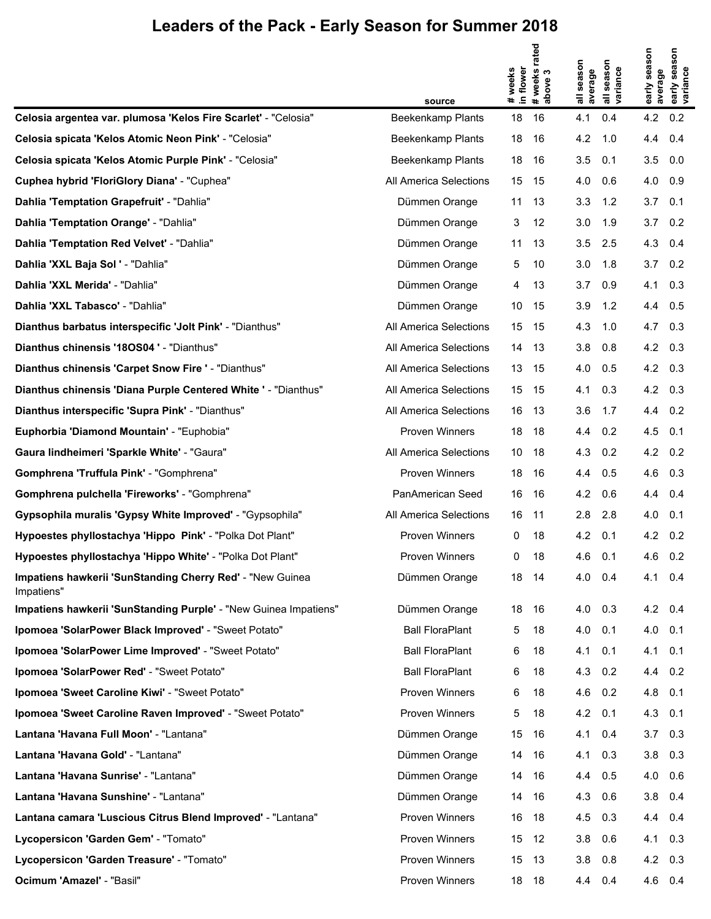# Leaders of the Pack - Early Season for Summer 2018

| | source | # weeks in flower | # weeks rated above 3 | all season average | all season variance | early season average | early season variance |
|---|---|---|---|---|---|---|---|
| **Celosia argentea var. plumosa 'Kelos Fire Scarlet'** - "Celosia" | Beekenkamp Plants | 18 | 16 | 4.1 | 0.4 | 4.2 | 0.2 |
| **Celosia spicata 'Kelos Atomic Neon Pink'** - "Celosia" | Beekenkamp Plants | 18 | 16 | 4.2 | 1.0 | 4.4 | 0.4 |
| **Celosia spicata 'Kelos Atomic Purple Pink'** - "Celosia" | Beekenkamp Plants | 18 | 16 | 3.5 | 0.1 | 3.5 | 0.0 |
| **Cuphea hybrid 'FloriGlory Diana'** - "Cuphea" | All America Selections | 15 | 15 | 4.0 | 0.6 | 4.0 | 0.9 |
| **Dahlia 'Temptation Grapefruit'** - "Dahlia" | Dümmen Orange | 11 | 13 | 3.3 | 1.2 | 3.7 | 0.1 |
| **Dahlia 'Temptation Orange'** - "Dahlia" | Dümmen Orange | 3 | 12 | 3.0 | 1.9 | 3.7 | 0.2 |
| **Dahlia 'Temptation Red Velvet'** - "Dahlia" | Dümmen Orange | 11 | 13 | 3.5 | 2.5 | 4.3 | 0.4 |
| **Dahlia 'XXL Baja Sol '** - "Dahlia" | Dümmen Orange | 5 | 10 | 3.0 | 1.8 | 3.7 | 0.2 |
| **Dahlia 'XXL Merida'** - "Dahlia" | Dümmen Orange | 4 | 13 | 3.7 | 0.9 | 4.1 | 0.3 |
| **Dahlia 'XXL Tabasco'** - "Dahlia" | Dümmen Orange | 10 | 15 | 3.9 | 1.2 | 4.4 | 0.5 |
| **Dianthus barbatus interspecific 'Jolt Pink'** - "Dianthus" | All America Selections | 15 | 15 | 4.3 | 1.0 | 4.7 | 0.3 |
| **Dianthus chinensis '18OS04 '** - "Dianthus" | All America Selections | 14 | 13 | 3.8 | 0.8 | 4.2 | 0.3 |
| **Dianthus chinensis 'Carpet Snow Fire '** - "Dianthus" | All America Selections | 13 | 15 | 4.0 | 0.5 | 4.2 | 0.3 |
| **Dianthus chinensis 'Diana Purple Centered White '** - "Dianthus" | All America Selections | 15 | 15 | 4.1 | 0.3 | 4.2 | 0.3 |
| **Dianthus interspecific 'Supra Pink'** - "Dianthus" | All America Selections | 16 | 13 | 3.6 | 1.7 | 4.4 | 0.2 |
| **Euphorbia 'Diamond Mountain'** - "Euphobia" | Proven Winners | 18 | 18 | 4.4 | 0.2 | 4.5 | 0.1 |
| **Gaura lindheimeri 'Sparkle White'** - "Gaura" | All America Selections | 10 | 18 | 4.3 | 0.2 | 4.2 | 0.2 |
| **Gomphrena 'Truffula Pink'** - "Gomphrena" | Proven Winners | 18 | 16 | 4.4 | 0.5 | 4.6 | 0.3 |
| **Gomphrena pulchella 'Fireworks'** - "Gomphrena" | PanAmerican Seed | 16 | 16 | 4.2 | 0.6 | 4.4 | 0.4 |
| **Gypsophila muralis 'Gypsy White Improved'** - "Gypsophila" | All America Selections | 16 | 11 | 2.8 | 2.8 | 4.0 | 0.1 |
| **Hypoestes phyllostachya 'Hippo Pink'** - "Polka Dot Plant" | Proven Winners | 0 | 18 | 4.2 | 0.1 | 4.2 | 0.2 |
| **Hypoestes phyllostachya 'Hippo White'** - "Polka Dot Plant" | Proven Winners | 0 | 18 | 4.6 | 0.1 | 4.6 | 0.2 |
| **Impatiens hawkerii 'SunStanding Cherry Red'** - "New Guinea Impatiens" | Dümmen Orange | 18 | 14 | 4.0 | 0.4 | 4.1 | 0.4 |
| **Impatiens hawkerii 'SunStanding Purple'** - "New Guinea Impatiens" | Dümmen Orange | 18 | 16 | 4.0 | 0.3 | 4.2 | 0.4 |
| **Ipomoea 'SolarPower Black Improved'** - "Sweet Potato" | Ball FloraPlant | 5 | 18 | 4.0 | 0.1 | 4.0 | 0.1 |
| **Ipomoea 'SolarPower Lime Improved'** - "Sweet Potato" | Ball FloraPlant | 6 | 18 | 4.1 | 0.1 | 4.1 | 0.1 |
| **Ipomoea 'SolarPower Red'** - "Sweet Potato" | Ball FloraPlant | 6 | 18 | 4.3 | 0.2 | 4.4 | 0.2 |
| **Ipomoea 'Sweet Caroline Kiwi'** - "Sweet Potato" | Proven Winners | 6 | 18 | 4.6 | 0.2 | 4.8 | 0.1 |
| **Ipomoea 'Sweet Caroline Raven Improved'** - "Sweet Potato" | Proven Winners | 5 | 18 | 4.2 | 0.1 | 4.3 | 0.1 |
| **Lantana 'Havana Full Moon'** - "Lantana" | Dümmen Orange | 15 | 16 | 4.1 | 0.4 | 3.7 | 0.3 |
| **Lantana 'Havana Gold'** - "Lantana" | Dümmen Orange | 14 | 16 | 4.1 | 0.3 | 3.8 | 0.3 |
| **Lantana 'Havana Sunrise'** - "Lantana" | Dümmen Orange | 14 | 16 | 4.4 | 0.5 | 4.0 | 0.6 |
| **Lantana 'Havana Sunshine'** - "Lantana" | Dümmen Orange | 14 | 16 | 4.3 | 0.6 | 3.8 | 0.4 |
| **Lantana camara 'Luscious Citrus Blend Improved'** - "Lantana" | Proven Winners | 16 | 18 | 4.5 | 0.3 | 4.4 | 0.4 |
| **Lycopersicon 'Garden Gem'** - "Tomato" | Proven Winners | 15 | 12 | 3.8 | 0.6 | 4.1 | 0.3 |
| **Lycopersicon 'Garden Treasure'** - "Tomato" | Proven Winners | 15 | 13 | 3.8 | 0.8 | 4.2 | 0.3 |
| **Ocimum 'Amazel'** - "Basil" | Proven Winners | 18 | 18 | 4.4 | 0.4 | 4.6 | 0.4 |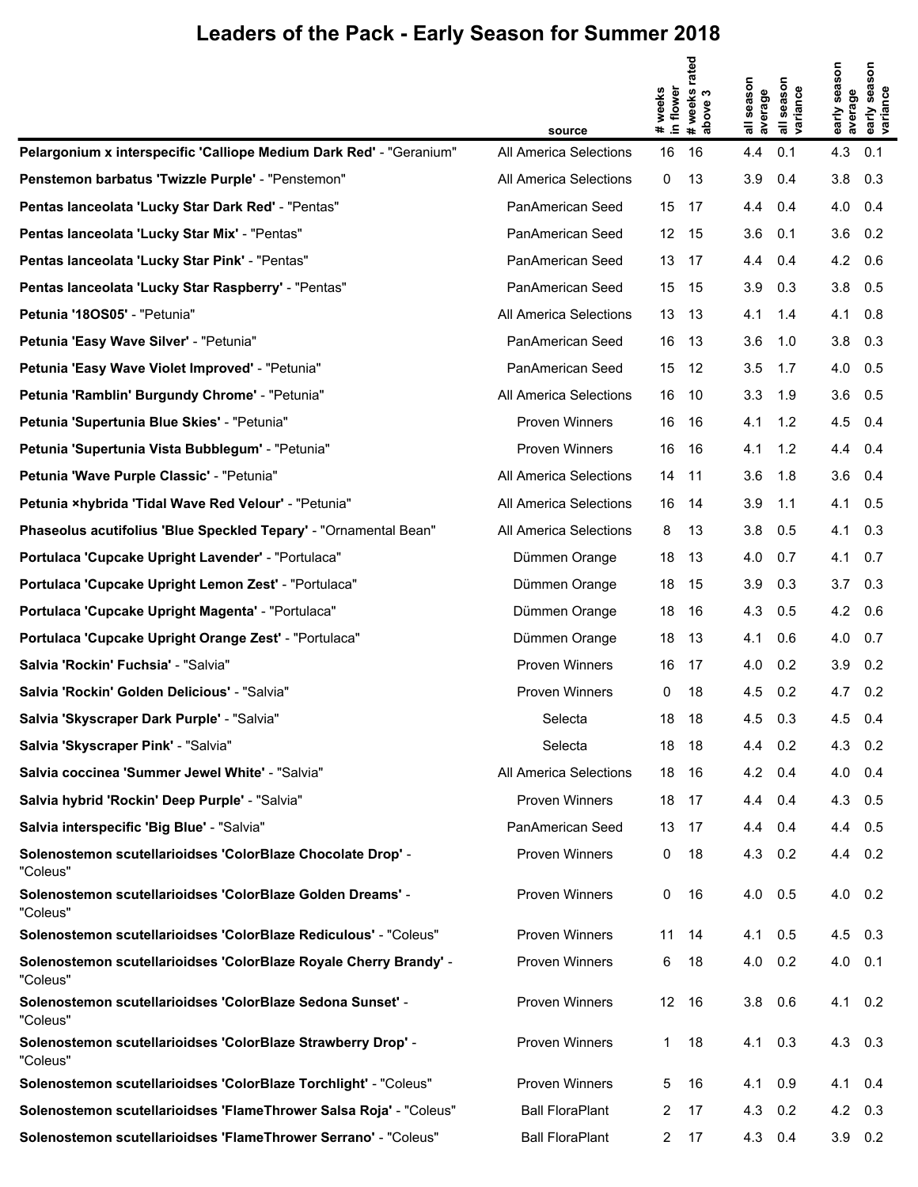# Leaders of the Pack - Early Season for Summer 2018

| | source | # weeks in flower | # weeks rated above 3 | all season average | all season variance | early season average | early season variance |
|---|---|---|---|---|---|---|---|
| **Pelargonium x interspecific 'Calliope Medium Dark Red'** - "Geranium" | All America Selections | 16 | 16 | 4.4 | 0.1 | 4.3 | 0.1 |
| **Penstemon barbatus 'Twizzle Purple'** - "Penstemon" | All America Selections | 0 | 13 | 3.9 | 0.4 | 3.8 | 0.3 |
| **Pentas lanceolata 'Lucky Star Dark Red'** - "Pentas" | PanAmerican Seed | 15 | 17 | 4.4 | 0.4 | 4.0 | 0.4 |
| **Pentas lanceolata 'Lucky Star Mix'** - "Pentas" | PanAmerican Seed | 12 | 15 | 3.6 | 0.1 | 3.6 | 0.2 |
| **Pentas lanceolata 'Lucky Star Pink'** - "Pentas" | PanAmerican Seed | 13 | 17 | 4.4 | 0.4 | 4.2 | 0.6 |
| **Pentas lanceolata 'Lucky Star Raspberry'** - "Pentas" | PanAmerican Seed | 15 | 15 | 3.9 | 0.3 | 3.8 | 0.5 |
| **Petunia '18OS05'** - "Petunia" | All America Selections | 13 | 13 | 4.1 | 1.4 | 4.1 | 0.8 |
| **Petunia 'Easy Wave Silver'** - "Petunia" | PanAmerican Seed | 16 | 13 | 3.6 | 1.0 | 3.8 | 0.3 |
| **Petunia 'Easy Wave Violet Improved'** - "Petunia" | PanAmerican Seed | 15 | 12 | 3.5 | 1.7 | 4.0 | 0.5 |
| **Petunia 'Ramblin' Burgundy Chrome'** - "Petunia" | All America Selections | 16 | 10 | 3.3 | 1.9 | 3.6 | 0.5 |
| **Petunia 'Supertunia Blue Skies'** - "Petunia" | Proven Winners | 16 | 16 | 4.1 | 1.2 | 4.5 | 0.4 |
| **Petunia 'Supertunia Vista Bubblegum'** - "Petunia" | Proven Winners | 16 | 16 | 4.1 | 1.2 | 4.4 | 0.4 |
| **Petunia 'Wave Purple Classic'** - "Petunia" | All America Selections | 14 | 11 | 3.6 | 1.8 | 3.6 | 0.4 |
| **Petunia ×hybrida 'Tidal Wave Red Velour'** - "Petunia" | All America Selections | 16 | 14 | 3.9 | 1.1 | 4.1 | 0.5 |
| **Phaseolus acutifolius 'Blue Speckled Tepary'** - "Ornamental Bean" | All America Selections | 8 | 13 | 3.8 | 0.5 | 4.1 | 0.3 |
| **Portulaca 'Cupcake Upright Lavender'** - "Portulaca" | Dümmen Orange | 18 | 13 | 4.0 | 0.7 | 4.1 | 0.7 |
| **Portulaca 'Cupcake Upright Lemon Zest'** - "Portulaca" | Dümmen Orange | 18 | 15 | 3.9 | 0.3 | 3.7 | 0.3 |
| **Portulaca 'Cupcake Upright Magenta'** - "Portulaca" | Dümmen Orange | 18 | 16 | 4.3 | 0.5 | 4.2 | 0.6 |
| **Portulaca 'Cupcake Upright Orange Zest'** - "Portulaca" | Dümmen Orange | 18 | 13 | 4.1 | 0.6 | 4.0 | 0.7 |
| **Salvia 'Rockin' Fuchsia'** - "Salvia" | Proven Winners | 16 | 17 | 4.0 | 0.2 | 3.9 | 0.2 |
| **Salvia 'Rockin' Golden Delicious'** - "Salvia" | Proven Winners | 0 | 18 | 4.5 | 0.2 | 4.7 | 0.2 |
| **Salvia 'Skyscraper Dark Purple'** - "Salvia" | Selecta | 18 | 18 | 4.5 | 0.3 | 4.5 | 0.4 |
| **Salvia 'Skyscraper Pink'** - "Salvia" | Selecta | 18 | 18 | 4.4 | 0.2 | 4.3 | 0.2 |
| **Salvia coccinea 'Summer Jewel White'** - "Salvia" | All America Selections | 18 | 16 | 4.2 | 0.4 | 4.0 | 0.4 |
| **Salvia hybrid 'Rockin' Deep Purple'** - "Salvia" | Proven Winners | 18 | 17 | 4.4 | 0.4 | 4.3 | 0.5 |
| **Salvia interspecific 'Big Blue'** - "Salvia" | PanAmerican Seed | 13 | 17 | 4.4 | 0.4 | 4.4 | 0.5 |
| **Solenostemon scutellarioidses 'ColorBlaze Chocolate Drop'** - "Coleus" | Proven Winners | 0 | 18 | 4.3 | 0.2 | 4.4 | 0.2 |
| **Solenostemon scutellarioidses 'ColorBlaze Golden Dreams'** - "Coleus" | Proven Winners | 0 | 16 | 4.0 | 0.5 | 4.0 | 0.2 |
| **Solenostemon scutellarioidses 'ColorBlaze Rediculous'** - "Coleus" | Proven Winners | 11 | 14 | 4.1 | 0.5 | 4.5 | 0.3 |
| **Solenostemon scutellarioidses 'ColorBlaze Royale Cherry Brandy'** - "Coleus" | Proven Winners | 6 | 18 | 4.0 | 0.2 | 4.0 | 0.1 |
| **Solenostemon scutellarioidses 'ColorBlaze Sedona Sunset'** - "Coleus" | Proven Winners | 12 | 16 | 3.8 | 0.6 | 4.1 | 0.2 |
| **Solenostemon scutellarioidses 'ColorBlaze Strawberry Drop'** - "Coleus" | Proven Winners | 1 | 18 | 4.1 | 0.3 | 4.3 | 0.3 |
| **Solenostemon scutellarioidses 'ColorBlaze Torchlight'** - "Coleus" | Proven Winners | 5 | 16 | 4.1 | 0.9 | 4.1 | 0.4 |
| **Solenostemon scutellarioidses 'FlameThrower Salsa Roja'** - "Coleus" | Ball FloraPlant | 2 | 17 | 4.3 | 0.2 | 4.2 | 0.3 |
| **Solenostemon scutellarioidses 'FlameThrower Serrano'** - "Coleus" | Ball FloraPlant | 2 | 17 | 4.3 | 0.4 | 3.9 | 0.2 |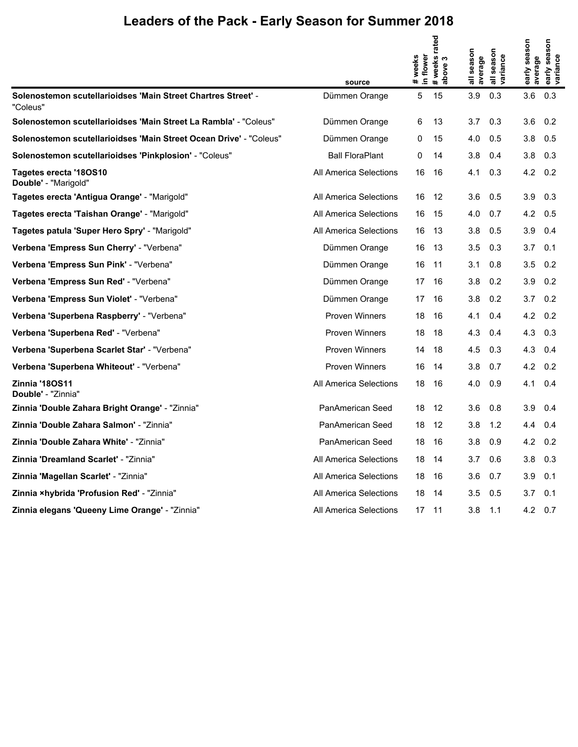# Leaders of the Pack - Early Season for Summer 2018

| | source | # weeks in flower | # weeks rated above 3 | all season average | all season variance | early season average | early season variance |
|---|---|---|---|---|---|---|---|
| **Solenostemon scutellarioidses 'Main Street Chartres Street'** - "Coleus" | Dümmen Orange | 5 | 15 | 3.9 | 0.3 | 3.6 | 0.3 |
| **Solenostemon scutellarioidses 'Main Street La Rambla'** - "Coleus" | Dümmen Orange | 6 | 13 | 3.7 | 0.3 | 3.6 | 0.2 |
| **Solenostemon scutellarioidses 'Main Street Ocean Drive'** - "Coleus" | Dümmen Orange | 0 | 15 | 4.0 | 0.5 | 3.8 | 0.5 |
| **Solenostemon scutellarioidses 'Pinkplosion'** - "Coleus" | Ball FloraPlant | 0 | 14 | 3.8 | 0.4 | 3.8 | 0.3 |
| **Tagetes erecta '18OS10 Double'** - "Marigold" | All America Selections | 16 | 16 | 4.1 | 0.3 | 4.2 | 0.2 |
| **Tagetes erecta 'Antigua Orange'** - "Marigold" | All America Selections | 16 | 12 | 3.6 | 0.5 | 3.9 | 0.3 |
| **Tagetes erecta 'Taishan Orange'** - "Marigold" | All America Selections | 16 | 15 | 4.0 | 0.7 | 4.2 | 0.5 |
| **Tagetes patula 'Super Hero Spry'** - "Marigold" | All America Selections | 16 | 13 | 3.8 | 0.5 | 3.9 | 0.4 |
| **Verbena 'Empress Sun Cherry'** - "Verbena" | Dümmen Orange | 16 | 13 | 3.5 | 0.3 | 3.7 | 0.1 |
| **Verbena 'Empress Sun Pink'** - "Verbena" | Dümmen Orange | 16 | 11 | 3.1 | 0.8 | 3.5 | 0.2 |
| **Verbena 'Empress Sun Red'** - "Verbena" | Dümmen Orange | 17 | 16 | 3.8 | 0.2 | 3.9 | 0.2 |
| **Verbena 'Empress Sun Violet'** - "Verbena" | Dümmen Orange | 17 | 16 | 3.8 | 0.2 | 3.7 | 0.2 |
| **Verbena 'Superbena Raspberry'** - "Verbena" | Proven Winners | 18 | 16 | 4.1 | 0.4 | 4.2 | 0.2 |
| **Verbena 'Superbena Red'** - "Verbena" | Proven Winners | 18 | 18 | 4.3 | 0.4 | 4.3 | 0.3 |
| **Verbena 'Superbena Scarlet Star'** - "Verbena" | Proven Winners | 14 | 18 | 4.5 | 0.3 | 4.3 | 0.4 |
| **Verbena 'Superbena Whiteout'** - "Verbena" | Proven Winners | 16 | 14 | 3.8 | 0.7 | 4.2 | 0.2 |
| **Zinnia '18OS11 Double'** - "Zinnia" | All America Selections | 18 | 16 | 4.0 | 0.9 | 4.1 | 0.4 |
| **Zinnia 'Double Zahara Bright Orange'** - "Zinnia" | PanAmerican Seed | 18 | 12 | 3.6 | 0.8 | 3.9 | 0.4 |
| **Zinnia 'Double Zahara Salmon'** - "Zinnia" | PanAmerican Seed | 18 | 12 | 3.8 | 1.2 | 4.4 | 0.4 |
| **Zinnia 'Double Zahara White'** - "Zinnia" | PanAmerican Seed | 18 | 16 | 3.8 | 0.9 | 4.2 | 0.2 |
| **Zinnia 'Dreamland Scarlet'** - "Zinnia" | All America Selections | 18 | 14 | 3.7 | 0.6 | 3.8 | 0.3 |
| **Zinnia 'Magellan Scarlet'** - "Zinnia" | All America Selections | 18 | 16 | 3.6 | 0.7 | 3.9 | 0.1 |
| **Zinnia ×hybrida 'Profusion Red'** - "Zinnia" | All America Selections | 18 | 14 | 3.5 | 0.5 | 3.7 | 0.1 |
| **Zinnia elegans 'Queeny Lime Orange'** - "Zinnia" | All America Selections | 17 | 11 | 3.8 | 1.1 | 4.2 | 0.7 |